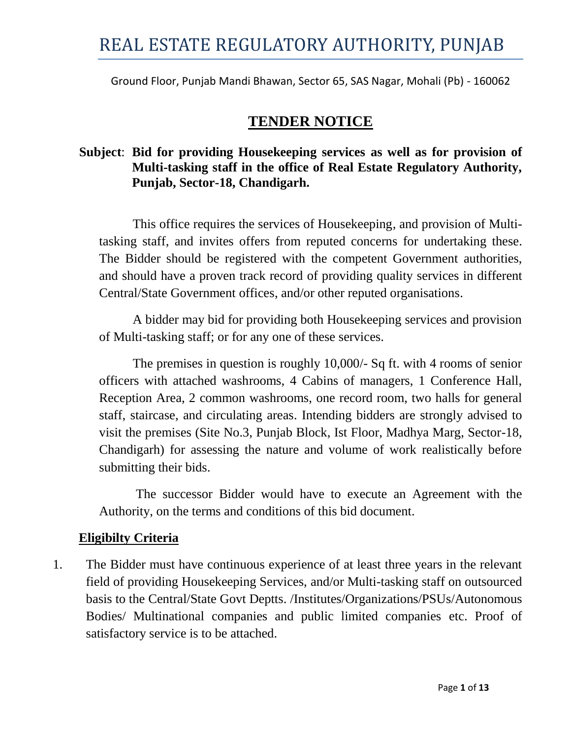# REAL ESTATE REGULATORY AUTHORITY, PUNJAB

Ground Floor, Punjab Mandi Bhawan, Sector 65, SAS Nagar, Mohali (Pb) - 160062

## TENDER NOTICE

**Subject**: **Bid for providing Housekeeping services as well as for provision of Multi-tasking staff in the office of Real Estate Regulatory Authority, Punjab, Sector-18, Chandigarh.**

This office requires the services of Housekeeping, and provision of Multi-tasking staff, and invites offers from reputed concerns for undertaking these. The Bidder should be registered with the competent Government authorities, and should have a proven track record of providing quality services in different Central/State Government offices, and/or other reputed organisations.

A bidder may bid for providing both Housekeeping services and provision of Multi-tasking staff; or for any one of these services.

The premises in question is roughly 10,000/- Sq ft. with 4 rooms of senior officers with attached washrooms, 4 Cabins of managers, 1 Conference Hall, Reception Area, 2 common washrooms, one record room, two halls for general staff, staircase, and circulating areas. Intending bidders are strongly advised to visit the premises (Site No.3, Punjab Block, Ist Floor, Madhya Marg, Sector-18, Chandigarh) for assessing the nature and volume of work realistically before submitting their bids.

The successor Bidder would have to execute an Agreement with the Authority, on the terms and conditions of this bid document.

### Eligibilty Criteria

1. The Bidder must have continuous experience of at least three years in the relevant field of providing Housekeeping Services, and/or Multi-tasking staff on outsourced basis to the Central/State Govt Deptts. /Institutes/Organizations/PSUs/Autonomous Bodies/ Multinational companies and public limited companies etc. Proof of satisfactory service is to be attached.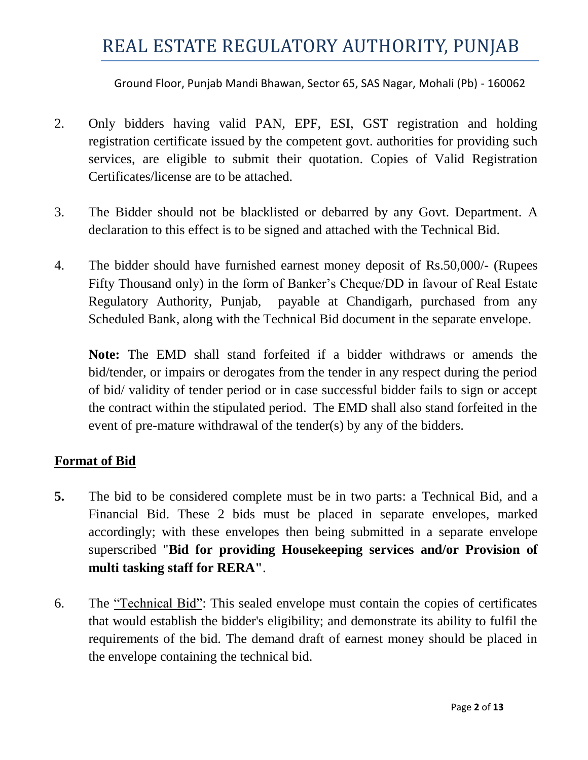2. Only bidders having valid PAN, EPF, ESI, GST registration and holding registration certificate issued by the competent govt. authorities for providing such services, are eligible to submit their quotation. Copies of Valid Registration Certificates/license are to be attached.

3. The Bidder should not be blacklisted or debarred by any Govt. Department. A declaration to this effect is to be signed and attached with the Technical Bid.

4. The bidder should have furnished earnest money deposit of Rs.50,000/- (Rupees Fifty Thousand only) in the form of Banker's Cheque/DD in favour of Real Estate Regulatory Authority, Punjab, payable at Chandigarh, purchased from any Scheduled Bank, along with the Technical Bid document in the separate envelope.

   **Note:** The EMD shall stand forfeited if a bidder withdraws or amends the bid/tender, or impairs or derogates from the tender in any respect during the period of bid/ validity of tender period or in case successful bidder fails to sign or accept the contract within the stipulated period. The EMD shall also stand forfeited in the event of pre-mature withdrawal of the tender(s) by any of the bidders.

## <u>Format of Bid</u>

**5.** The bid to be considered complete must be in two parts: a Technical Bid, and a Financial Bid. These 2 bids must be placed in separate envelopes, marked accordingly; with these envelopes then being submitted in a separate envelope superscribed "**Bid for providing Housekeeping services and/or Provision of multi tasking staff for RERA"**.

6. The <u>"Technical Bid"</u>: This sealed envelope must contain the copies of certificates that would establish the bidder's eligibility; and demonstrate its ability to fulfil the requirements of the bid. The demand draft of earnest money should be placed in the envelope containing the technical bid.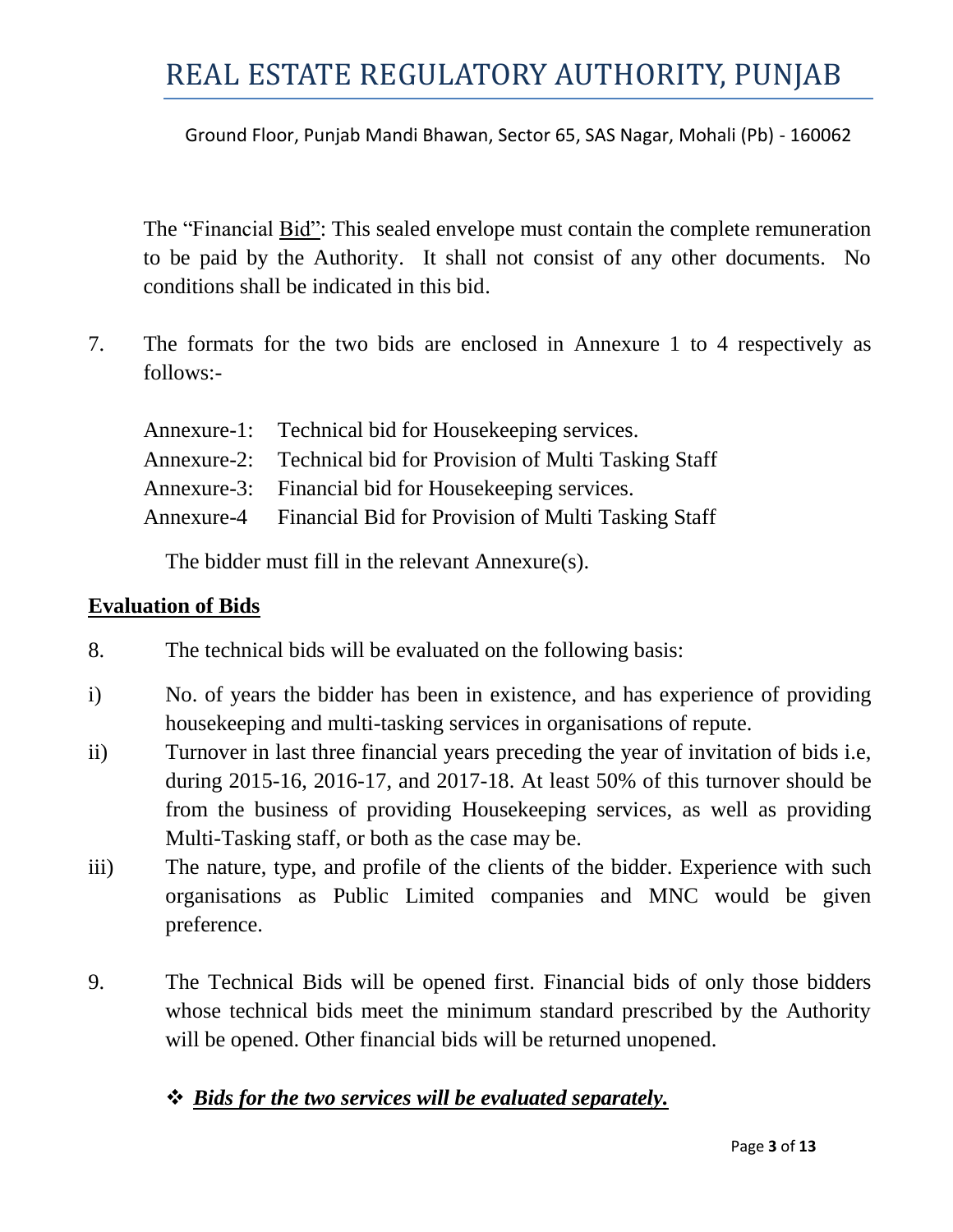The "Financial Bid": This sealed envelope must contain the complete remuneration to be paid by the Authority. It shall not consist of any other documents. No conditions shall be indicated in this bid.

7. The formats for the two bids are enclosed in Annexure 1 to 4 respectively as follows:-

   Annexure-1: Technical bid for Housekeeping services.
   Annexure-2: Technical bid for Provision of Multi Tasking Staff
   Annexure-3: Financial bid for Housekeeping services.
   Annexure-4 Financial Bid for Provision of Multi Tasking Staff

   The bidder must fill in the relevant Annexure(s).

## Evaluation of Bids

8. The technical bids will be evaluated on the following basis:

i) No. of years the bidder has been in existence, and has experience of providing housekeeping and multi-tasking services in organisations of repute.

ii) Turnover in last three financial years preceding the year of invitation of bids i.e, during 2015-16, 2016-17, and 2017-18. At least 50% of this turnover should be from the business of providing Housekeeping services, as well as providing Multi-Tasking staff, or both as the case may be.

iii) The nature, type, and profile of the clients of the bidder. Experience with such organisations as Public Limited companies and MNC would be given preference.

9. The Technical Bids will be opened first. Financial bids of only those bidders whose technical bids meet the minimum standard prescribed by the Authority will be opened. Other financial bids will be returned unopened.

- ***Bids for the two services will be evaluated separately.***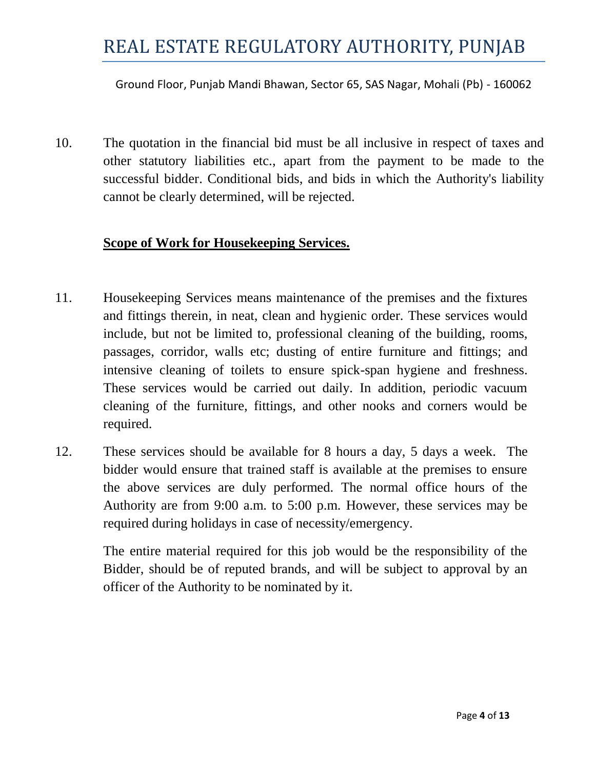10. The quotation in the financial bid must be all inclusive in respect of taxes and other statutory liabilities etc., apart from the payment to be made to the successful bidder. Conditional bids, and bids in which the Authority's liability cannot be clearly determined, will be rejected.

**<u>Scope of Work for Housekeeping Services.</u>**

11. Housekeeping Services means maintenance of the premises and the fixtures and fittings therein, in neat, clean and hygienic order. These services would include, but not be limited to, professional cleaning of the building, rooms, passages, corridor, walls etc; dusting of entire furniture and fittings; and intensive cleaning of toilets to ensure spick-span hygiene and freshness. These services would be carried out daily. In addition, periodic vacuum cleaning of the furniture, fittings, and other nooks and corners would be required.

12. These services should be available for 8 hours a day, 5 days a week. The bidder would ensure that trained staff is available at the premises to ensure the above services are duly performed. The normal office hours of the Authority are from 9:00 a.m. to 5:00 p.m. However, these services may be required during holidays in case of necessity/emergency.

    The entire material required for this job would be the responsibility of the Bidder, should be of reputed brands, and will be subject to approval by an officer of the Authority to be nominated by it.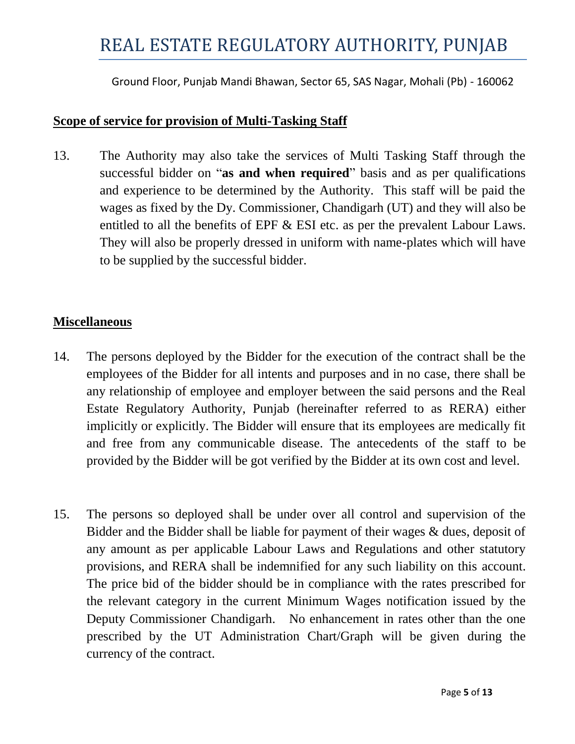## Scope of service for provision of Multi-Tasking Staff

13. The Authority may also take the services of Multi Tasking Staff through the successful bidder on "**as and when required**" basis and as per qualifications and experience to be determined by the Authority. This staff will be paid the wages as fixed by the Dy. Commissioner, Chandigarh (UT) and they will also be entitled to all the benefits of EPF & ESI etc. as per the prevalent Labour Laws. They will also be properly dressed in uniform with name-plates which will have to be supplied by the successful bidder.

## Miscellaneous

14. The persons deployed by the Bidder for the execution of the contract shall be the employees of the Bidder for all intents and purposes and in no case, there shall be any relationship of employee and employer between the said persons and the Real Estate Regulatory Authority, Punjab (hereinafter referred to as RERA) either implicitly or explicitly. The Bidder will ensure that its employees are medically fit and free from any communicable disease. The antecedents of the staff to be provided by the Bidder will be got verified by the Bidder at its own cost and level.

15. The persons so deployed shall be under over all control and supervision of the Bidder and the Bidder shall be liable for payment of their wages & dues, deposit of any amount as per applicable Labour Laws and Regulations and other statutory provisions, and RERA shall be indemnified for any such liability on this account. The price bid of the bidder should be in compliance with the rates prescribed for the relevant category in the current Minimum Wages notification issued by the Deputy Commissioner Chandigarh. No enhancement in rates other than the one prescribed by the UT Administration Chart/Graph will be given during the currency of the contract.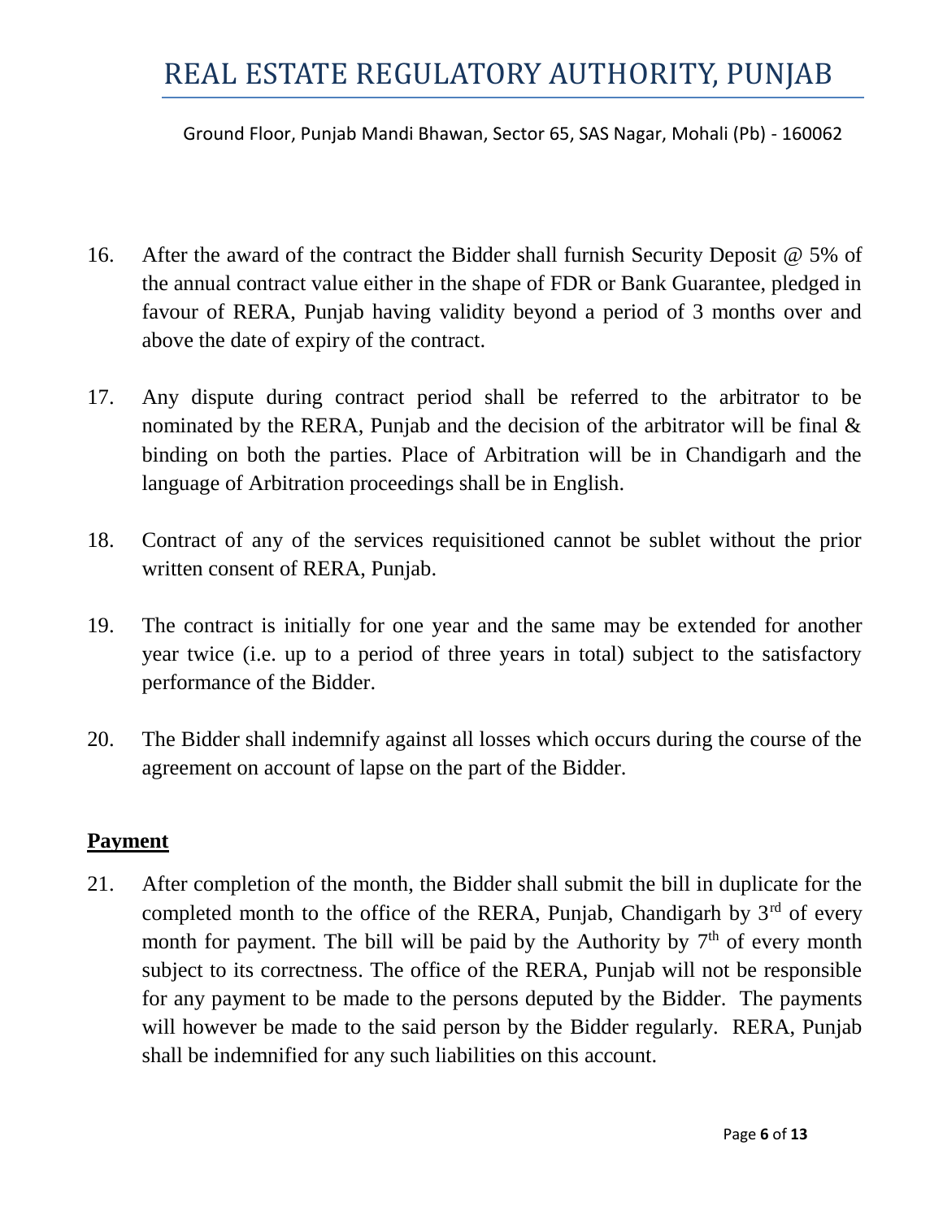16. After the award of the contract the Bidder shall furnish Security Deposit @ 5% of the annual contract value either in the shape of FDR or Bank Guarantee, pledged in favour of RERA, Punjab having validity beyond a period of 3 months over and above the date of expiry of the contract.

17. Any dispute during contract period shall be referred to the arbitrator to be nominated by the RERA, Punjab and the decision of the arbitrator will be final & binding on both the parties. Place of Arbitration will be in Chandigarh and the language of Arbitration proceedings shall be in English.

18. Contract of any of the services requisitioned cannot be sublet without the prior written consent of RERA, Punjab.

19. The contract is initially for one year and the same may be extended for another year twice (i.e. up to a period of three years in total) subject to the satisfactory performance of the Bidder.

20. The Bidder shall indemnify against all losses which occurs during the course of the agreement on account of lapse on the part of the Bidder.

## **Payment**

21. After completion of the month, the Bidder shall submit the bill in duplicate for the completed month to the office of the RERA, Punjab, Chandigarh by 3rd of every month for payment. The bill will be paid by the Authority by 7th of every month subject to its correctness. The office of the RERA, Punjab will not be responsible for any payment to be made to the persons deputed by the Bidder. The payments will however be made to the said person by the Bidder regularly. RERA, Punjab shall be indemnified for any such liabilities on this account.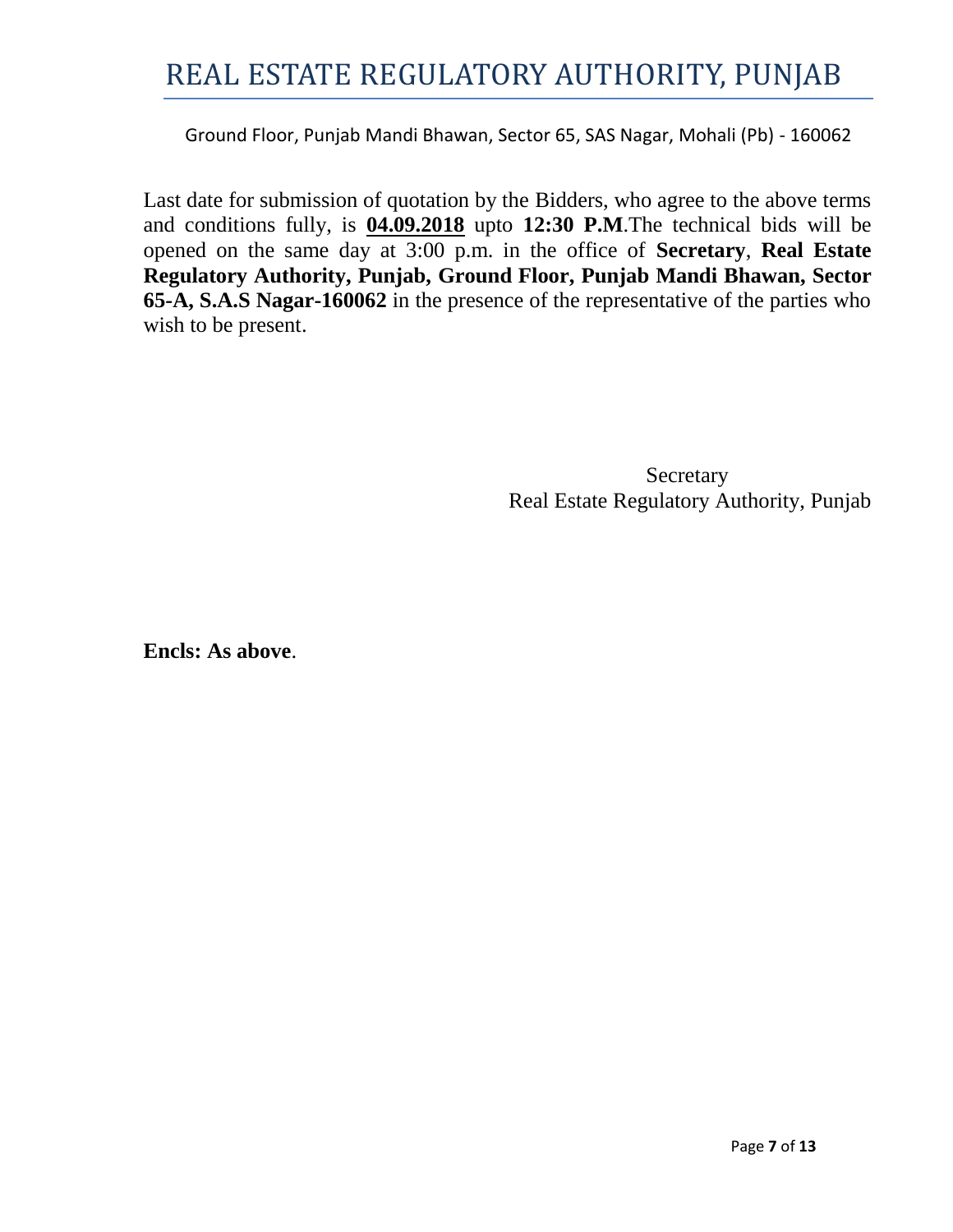# REAL ESTATE REGULATORY AUTHORITY, PUNJAB

Ground Floor, Punjab Mandi Bhawan, Sector 65, SAS Nagar, Mohali (Pb) - 160062

Last date for submission of quotation by the Bidders, who agree to the above terms and conditions fully, is **04.09.2018** upto **12:30 P.M**.The technical bids will be opened on the same day at 3:00 p.m. in the office of **Secretary**, **Real Estate Regulatory Authority, Punjab, Ground Floor, Punjab Mandi Bhawan, Sector 65-A, S.A.S Nagar-160062** in the presence of the representative of the parties who wish to be present.

Secretary
Real Estate Regulatory Authority, Punjab

**Encls: As above**.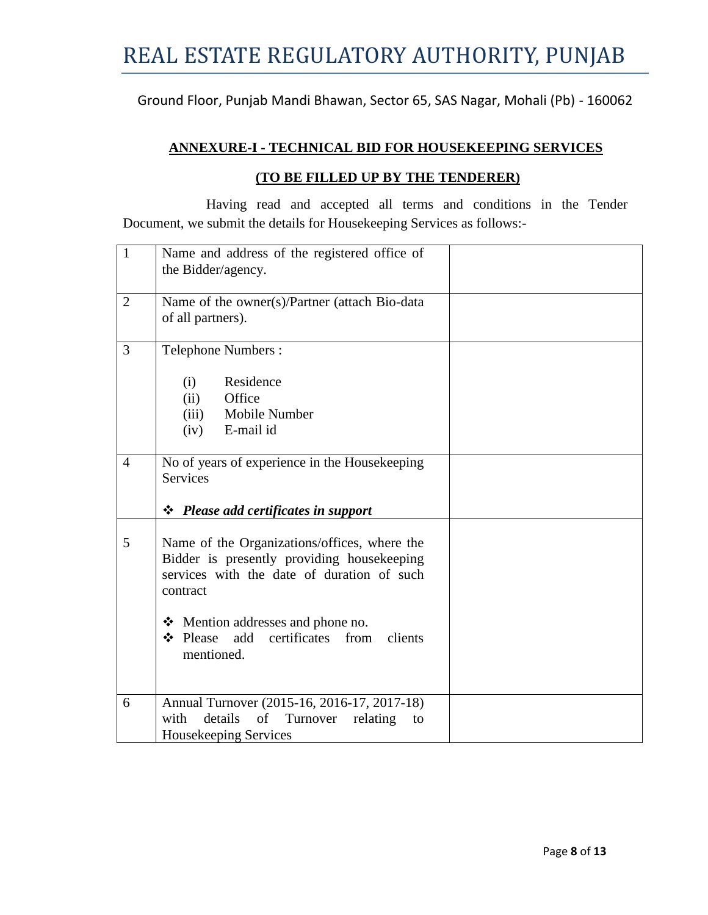# REAL ESTATE REGULATORY AUTHORITY, PUNJAB

Ground Floor, Punjab Mandi Bhawan, Sector 65, SAS Nagar, Mohali (Pb) - 160062

**ANNEXURE-I - TECHNICAL BID FOR HOUSEKEEPING SERVICES**

**(TO BE FILLED UP BY THE TENDERER)**

Having read and accepted all terms and conditions in the Tender Document, we submit the details for Housekeeping Services as follows:-

| | | |
|---|---|---|
| 1 | Name and address of the registered office of the Bidder/agency. | |
| 2 | Name of the owner(s)/Partner (attach Bio-data of all partners). | |
| 3 | Telephone Numbers :<br><br>(i) Residence<br>(ii) Office<br>(iii) Mobile Number<br>(iv) E-mail id | |
| 4 | No of years of experience in the Housekeeping Services<br><br>❖ ***Please add certificates in support*** | |
| 5 | Name of the Organizations/offices, where the Bidder is presently providing housekeeping services with the date of duration of such contract<br><br>❖ Mention addresses and phone no.<br>❖ Please add certificates from clients mentioned. | |
| 6 | Annual Turnover (2015-16, 2016-17, 2017-18) with details of Turnover relating to Housekeeping Services | |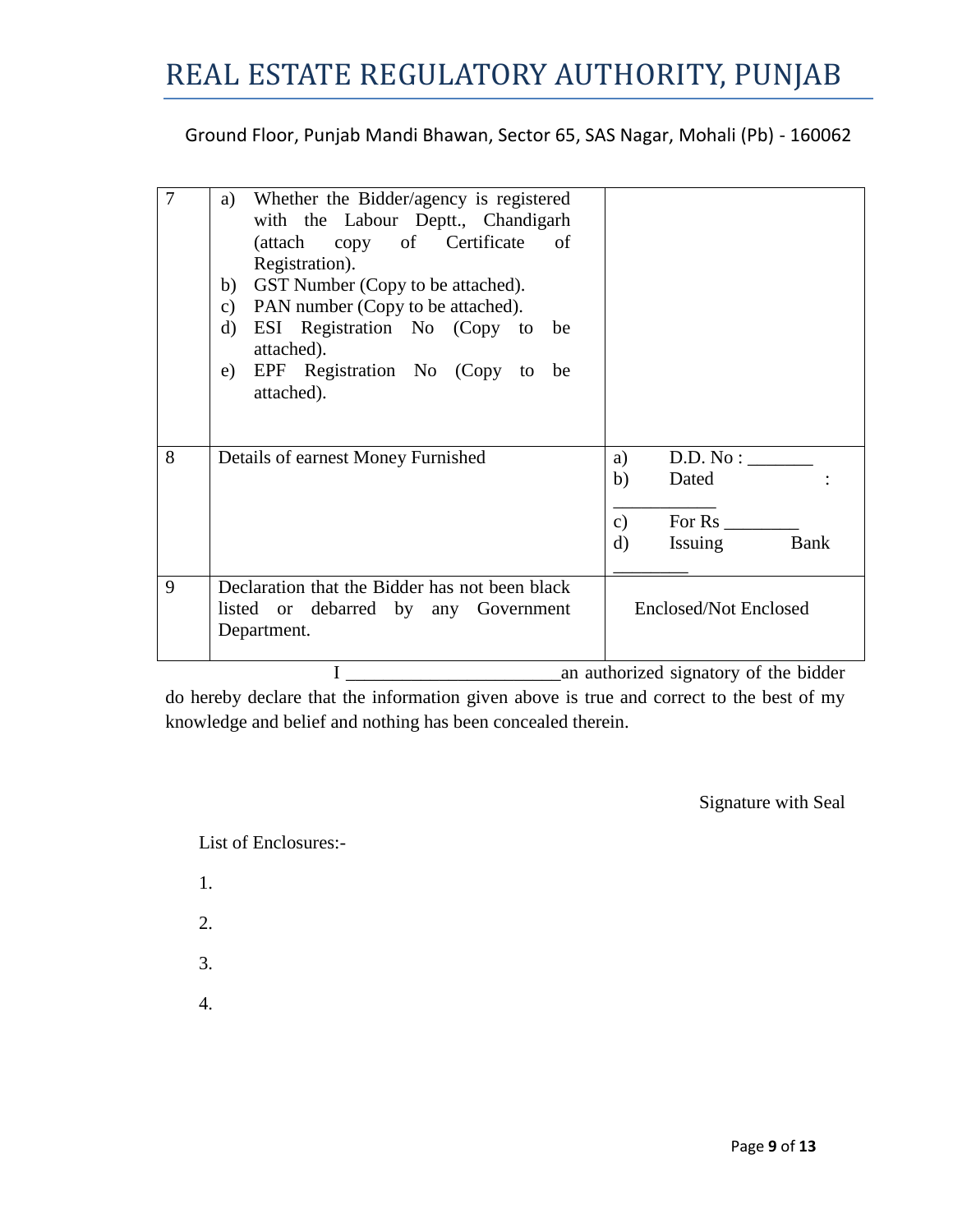| 7 | a) Whether the Bidder/agency is registered with the Labour Deptt., Chandigarh (attach copy of Certificate of Registration).<br>b) GST Number (Copy to be attached).<br>c) PAN number (Copy to be attached).<br>d) ESI Registration No (Copy to be attached).<br>e) EPF Registration No (Copy to be attached). | |
|---|---|---|
| 8 | Details of earnest Money Furnished | a) D.D. No : _______<br>b) Dated : ___________<br>c) For Rs ________<br>d) Issuing Bank ________ |
| 9 | Declaration that the Bidder has not been black listed or debarred by any Government Department. | Enclosed/Not Enclosed |

I ______________________an authorized signatory of the bidder do hereby declare that the information given above is true and correct to the best of my knowledge and belief and nothing has been concealed therein.

Signature with Seal

List of Enclosures:-

1.

2.

3.

4.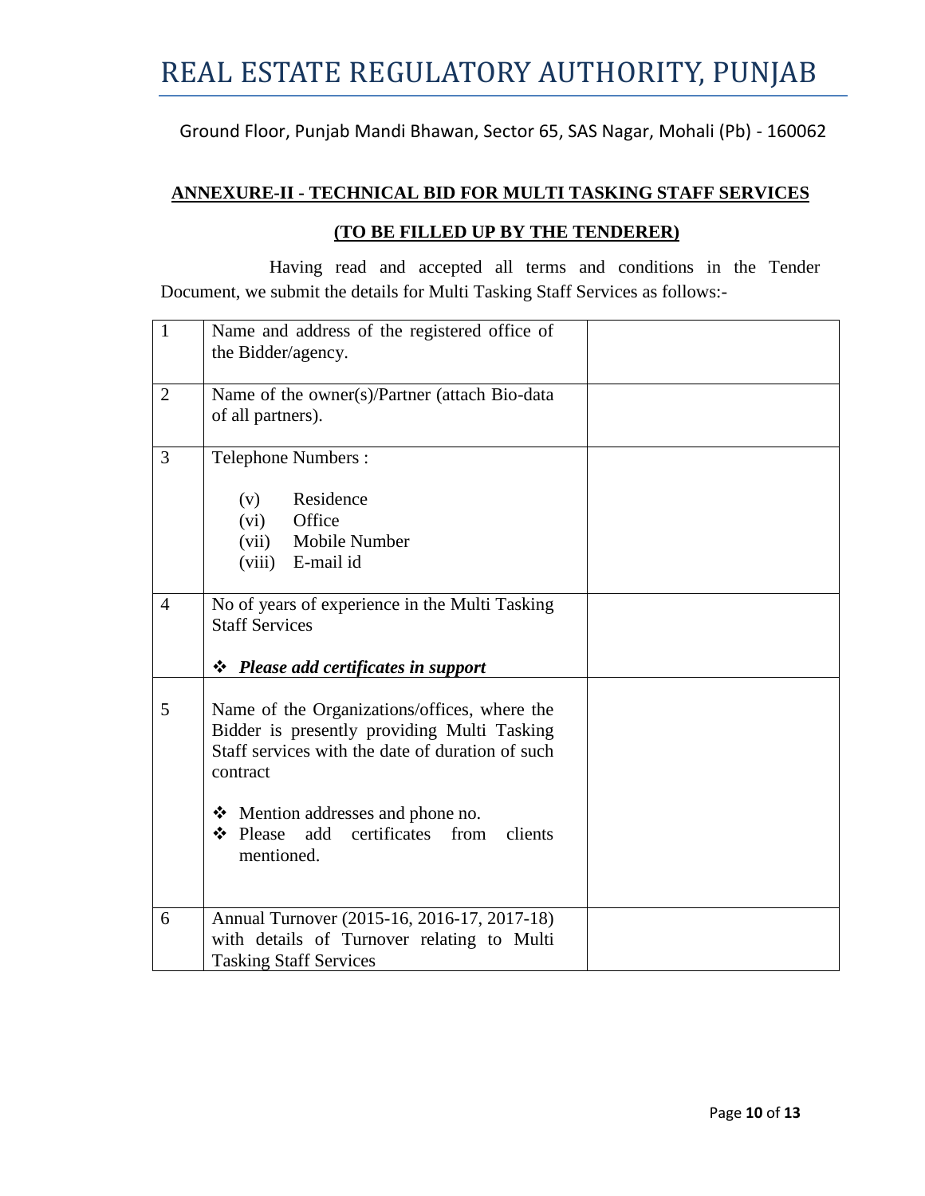# REAL ESTATE REGULATORY AUTHORITY, PUNJAB

Ground Floor, Punjab Mandi Bhawan, Sector 65, SAS Nagar, Mohali (Pb) - 160062

## ANNEXURE-II - TECHNICAL BID FOR MULTI TASKING STAFF SERVICES

### (TO BE FILLED UP BY THE TENDERER)

Having read and accepted all terms and conditions in the Tender Document, we submit the details for Multi Tasking Staff Services as follows:-

| | | |
|---|---|---|
| 1 | Name and address of the registered office of the Bidder/agency. | |
| 2 | Name of the owner(s)/Partner (attach Bio-data of all partners). | |
| 3 | Telephone Numbers :<br><br>(v) Residence<br>(vi) Office<br>(vii) Mobile Number<br>(viii) E-mail id | |
| 4 | No of years of experience in the Multi Tasking Staff Services<br><br>❖ ***Please add certificates in support*** | |
| 5 | Name of the Organizations/offices, where the Bidder is presently providing Multi Tasking Staff services with the date of duration of such contract<br><br>❖ Mention addresses and phone no.<br>❖ Please add certificates from clients mentioned. | |
| 6 | Annual Turnover (2015-16, 2016-17, 2017-18) with details of Turnover relating to Multi Tasking Staff Services | |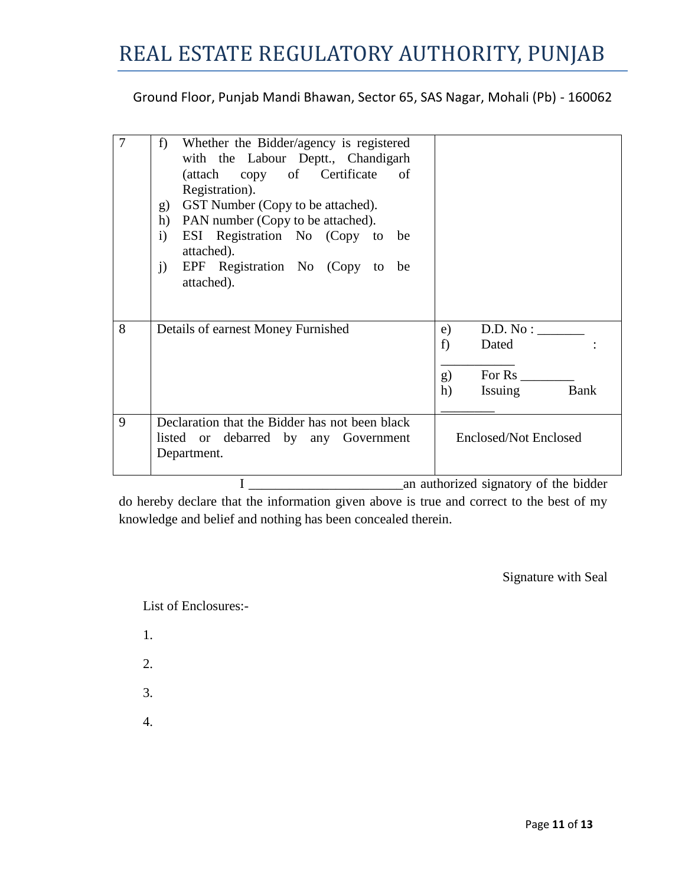# REAL ESTATE REGULATORY AUTHORITY, PUNJAB

Ground Floor, Punjab Mandi Bhawan, Sector 65, SAS Nagar, Mohali (Pb) - 160062

| | | |
|---|---|---|
| 7 | f) Whether the Bidder/agency is registered with the Labour Deptt., Chandigarh (attach copy of Certificate of Registration).<br>g) GST Number (Copy to be attached).<br>h) PAN number (Copy to be attached).<br>i) ESI Registration No (Copy to be attached).<br>j) EPF Registration No (Copy to be attached). | |
| 8 | Details of earnest Money Furnished | e) D.D. No : _______<br>f) Dated : ___________<br>g) For Rs ________<br>h) Issuing Bank ________ |
| 9 | Declaration that the Bidder has not been black listed or debarred by any Government Department. | Enclosed/Not Enclosed |

I ______________________an authorized signatory of the bidder do hereby declare that the information given above is true and correct to the best of my knowledge and belief and nothing has been concealed therein.

Signature with Seal

List of Enclosures:-

1.

2.

3.

4.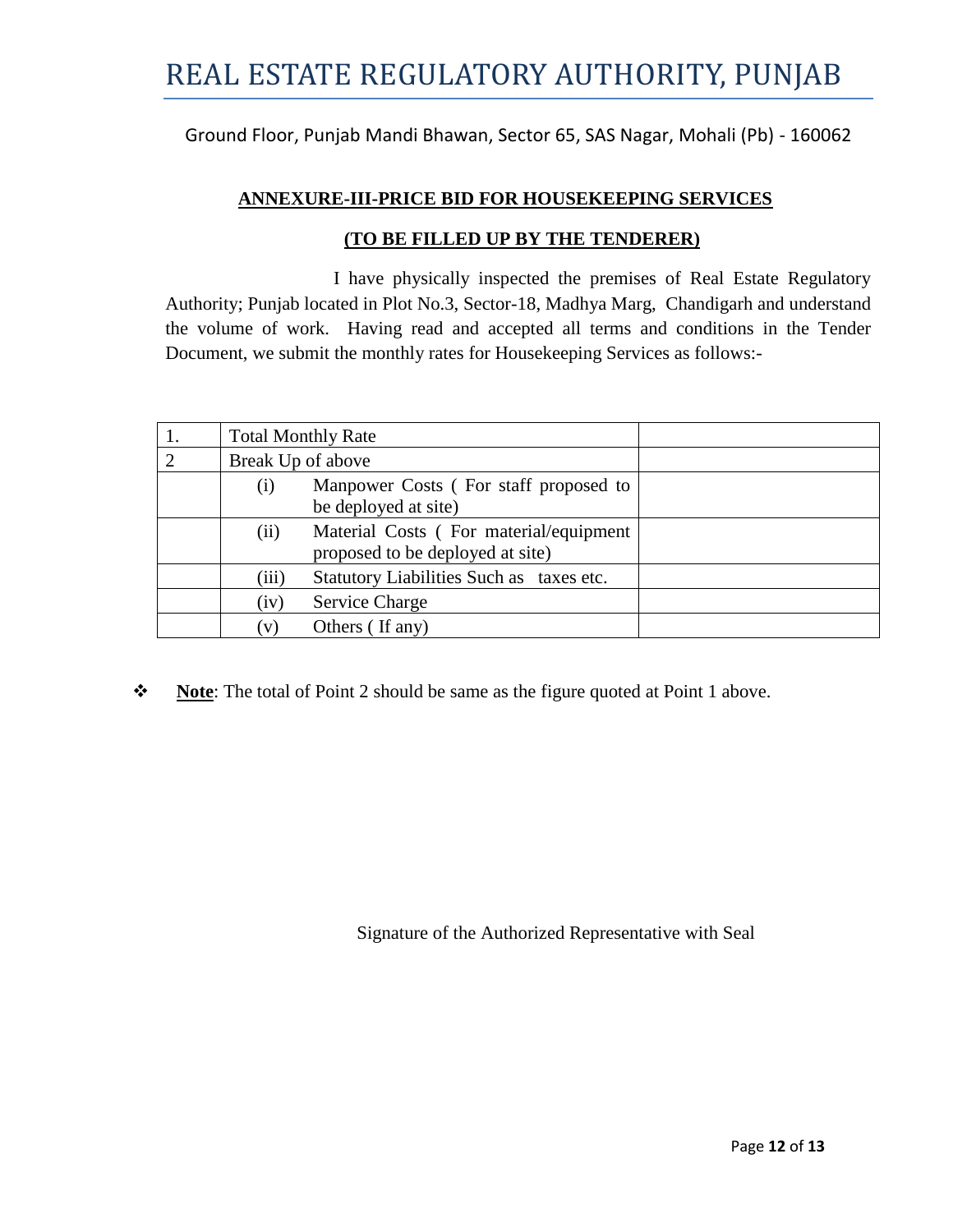# REAL ESTATE REGULATORY AUTHORITY, PUNJAB

Ground Floor, Punjab Mandi Bhawan, Sector 65, SAS Nagar, Mohali (Pb) - 160062

## ANNEXURE-III-PRICE BID FOR HOUSEKEEPING SERVICES

### (TO BE FILLED UP BY THE TENDERER)

I have physically inspected the premises of Real Estate Regulatory Authority; Punjab located in Plot No.3, Sector-18, Madhya Marg, Chandigarh and understand the volume of work. Having read and accepted all terms and conditions in the Tender Document, we submit the monthly rates for Housekeeping Services as follows:-

| | | | |
|---|---|---|---|
| 1. | Total Monthly Rate | | |
| 2 | Break Up of above | | |
| | (i) | Manpower Costs ( For staff proposed to be deployed at site) | |
| | (ii) | Material Costs ( For material/equipment proposed to be deployed at site) | |
| | (iii) | Statutory Liabilities Such as taxes etc. | |
| | (iv) | Service Charge | |
| | (v) | Others ( If any) | |

❖ **Note**: The total of Point 2 should be same as the figure quoted at Point 1 above.

Signature of the Authorized Representative with Seal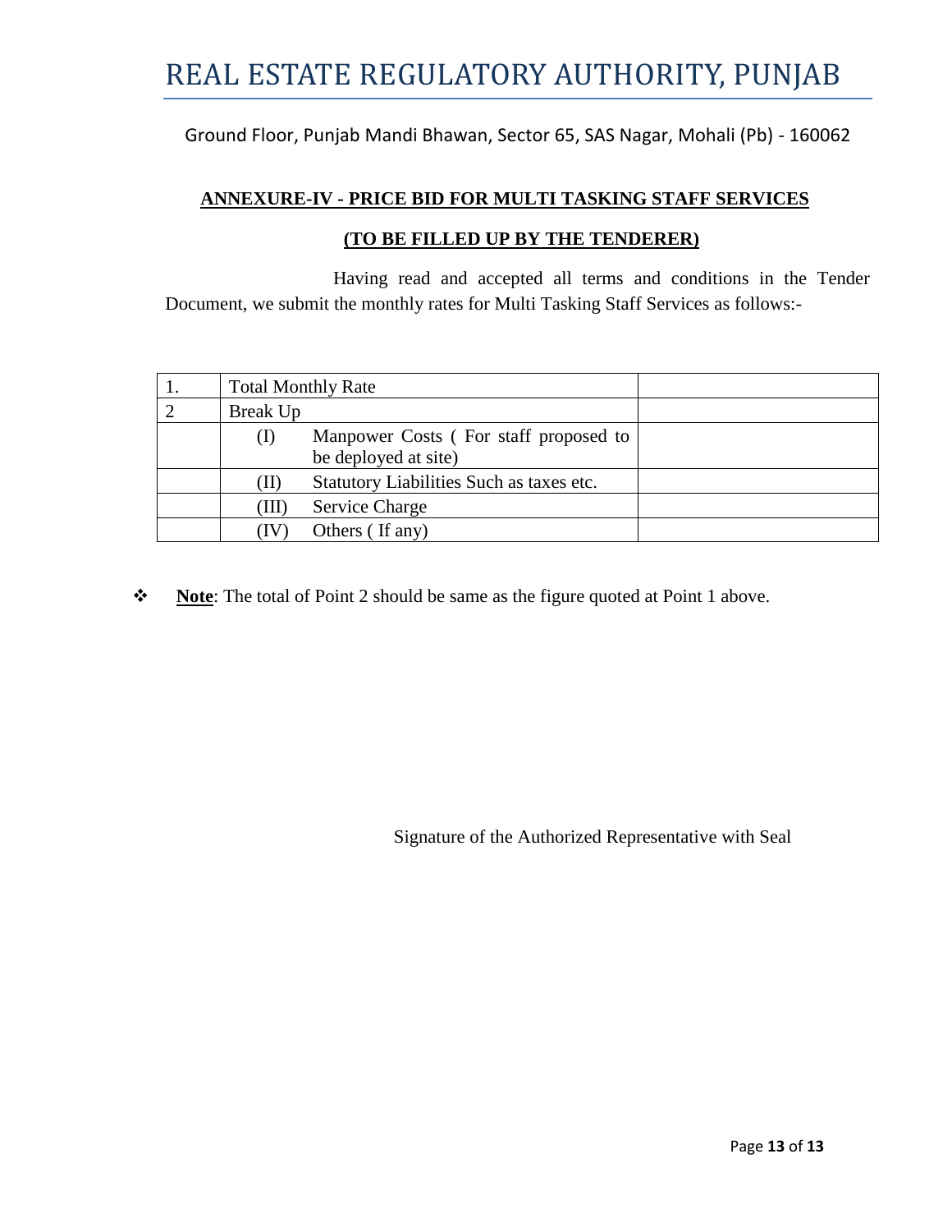# REAL ESTATE REGULATORY AUTHORITY, PUNJAB

Ground Floor, Punjab Mandi Bhawan, Sector 65, SAS Nagar, Mohali (Pb) - 160062

**ANNEXURE-IV - PRICE BID FOR MULTI TASKING STAFF SERVICES**

**(TO BE FILLED UP BY THE TENDERER)**

Having read and accepted all terms and conditions in the Tender Document, we submit the monthly rates for Multi Tasking Staff Services as follows:-

| | | | |
|---|---|---|---|
| 1. | Total Monthly Rate | | |
| 2 | Break Up | | |
| | (I) | Manpower Costs ( For staff proposed to be deployed at site) | |
| | (II) | Statutory Liabilities Such as taxes etc. | |
| | (III) | Service Charge | |
| | (IV) | Others ( If any) | |

❖ **Note**: The total of Point 2 should be same as the figure quoted at Point 1 above.

Signature of the Authorized Representative with Seal